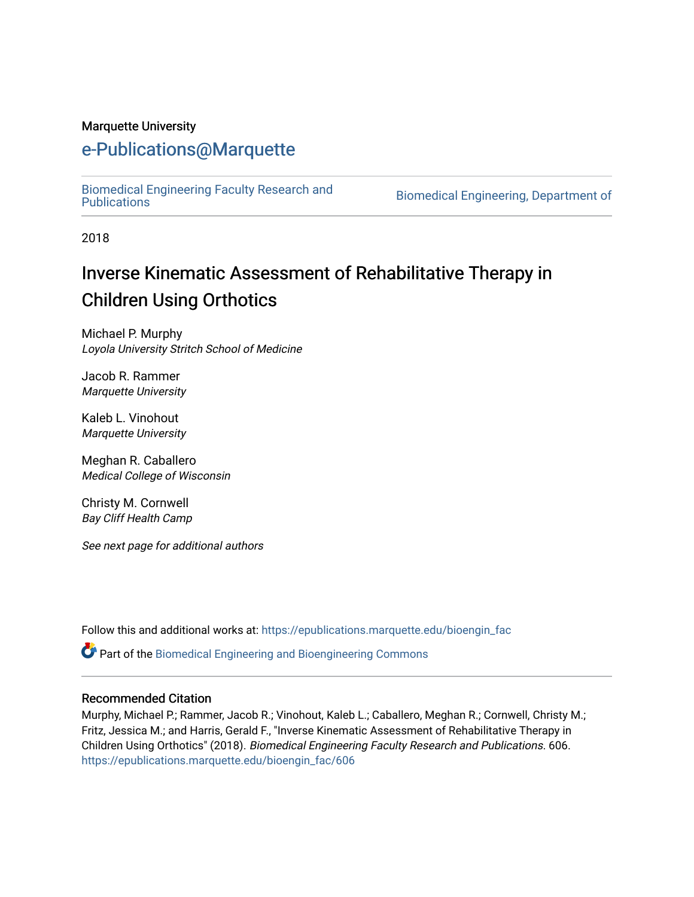Marquette University

# e-Publications@Marquette

Biomedical Engineering Faculty Research and Publications | Biomedical Engineering, Department of

2018

# Inverse Kinematic Assessment of Rehabilitative Therapy in Children Using Orthotics

Michael P. Murphy
*Loyola University Stritch School of Medicine*

Jacob R. Rammer
*Marquette University*

Kaleb L. Vinohout
*Marquette University*

Meghan R. Caballero
*Medical College of Wisconsin*

Christy M. Cornwell
*Bay Cliff Health Camp*

*See next page for additional authors*

Follow this and additional works at: https://epublications.marquette.edu/bioengin_fac

Part of the Biomedical Engineering and Bioengineering Commons

## Recommended Citation

Murphy, Michael P.; Rammer, Jacob R.; Vinohout, Kaleb L.; Caballero, Meghan R.; Cornwell, Christy M.; Fritz, Jessica M.; and Harris, Gerald F., "Inverse Kinematic Assessment of Rehabilitative Therapy in Children Using Orthotics" (2018). *Biomedical Engineering Faculty Research and Publications*. 606.
https://epublications.marquette.edu/bioengin_fac/606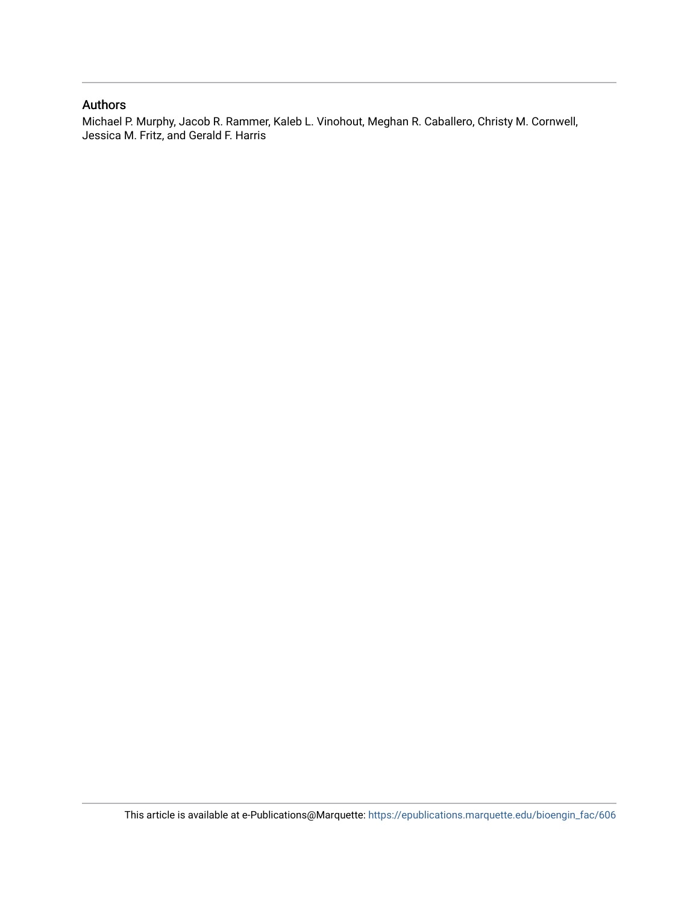## Authors

Michael P. Murphy, Jacob R. Rammer, Kaleb L. Vinohout, Meghan R. Caballero, Christy M. Cornwell, Jessica M. Fritz, and Gerald F. Harris

This article is available at e-Publications@Marquette: https://epublications.marquette.edu/bioengin_fac/606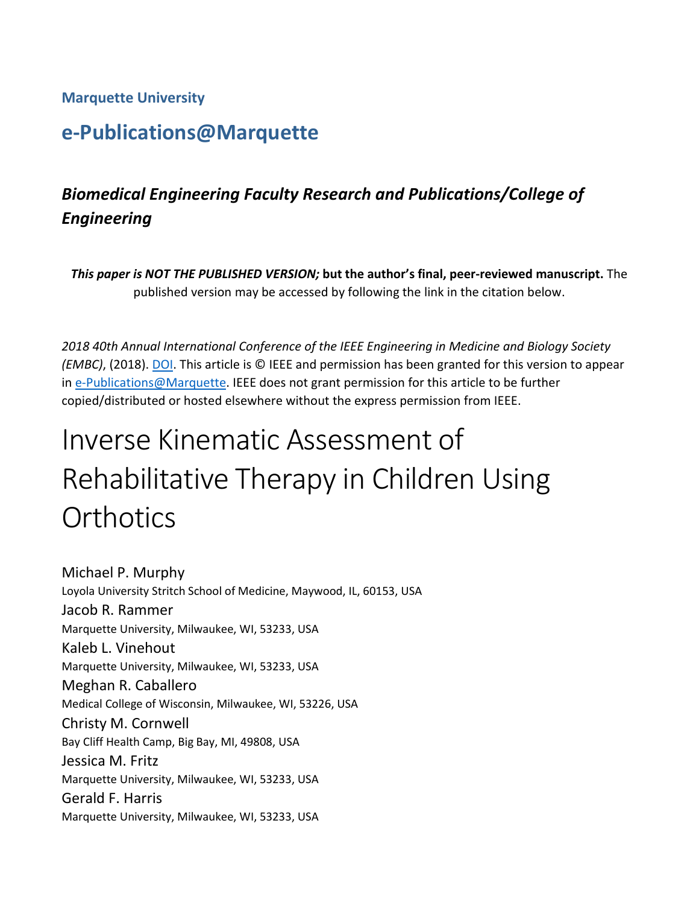Marquette University

# e-Publications@Marquette

## *Biomedical Engineering Faculty Research and Publications/College of Engineering*

***This paper is NOT THE PUBLISHED VERSION;* but the author's final, peer-reviewed manuscript.** The published version may be accessed by following the link in the citation below.

*2018 40th Annual International Conference of the IEEE Engineering in Medicine and Biology Society (EMBC)*, (2018). DOI. This article is © IEEE and permission has been granted for this version to appear in e-Publications@Marquette. IEEE does not grant permission for this article to be further copied/distributed or hosted elsewhere without the express permission from IEEE.

# Inverse Kinematic Assessment of Rehabilitative Therapy in Children Using Orthotics

Michael P. Murphy
Loyola University Stritch School of Medicine, Maywood, IL, 60153, USA

Jacob R. Rammer
Marquette University, Milwaukee, WI, 53233, USA

Kaleb L. Vinehout
Marquette University, Milwaukee, WI, 53233, USA

Meghan R. Caballero
Medical College of Wisconsin, Milwaukee, WI, 53226, USA

Christy M. Cornwell
Bay Cliff Health Camp, Big Bay, MI, 49808, USA

Jessica M. Fritz
Marquette University, Milwaukee, WI, 53233, USA

Gerald F. Harris
Marquette University, Milwaukee, WI, 53233, USA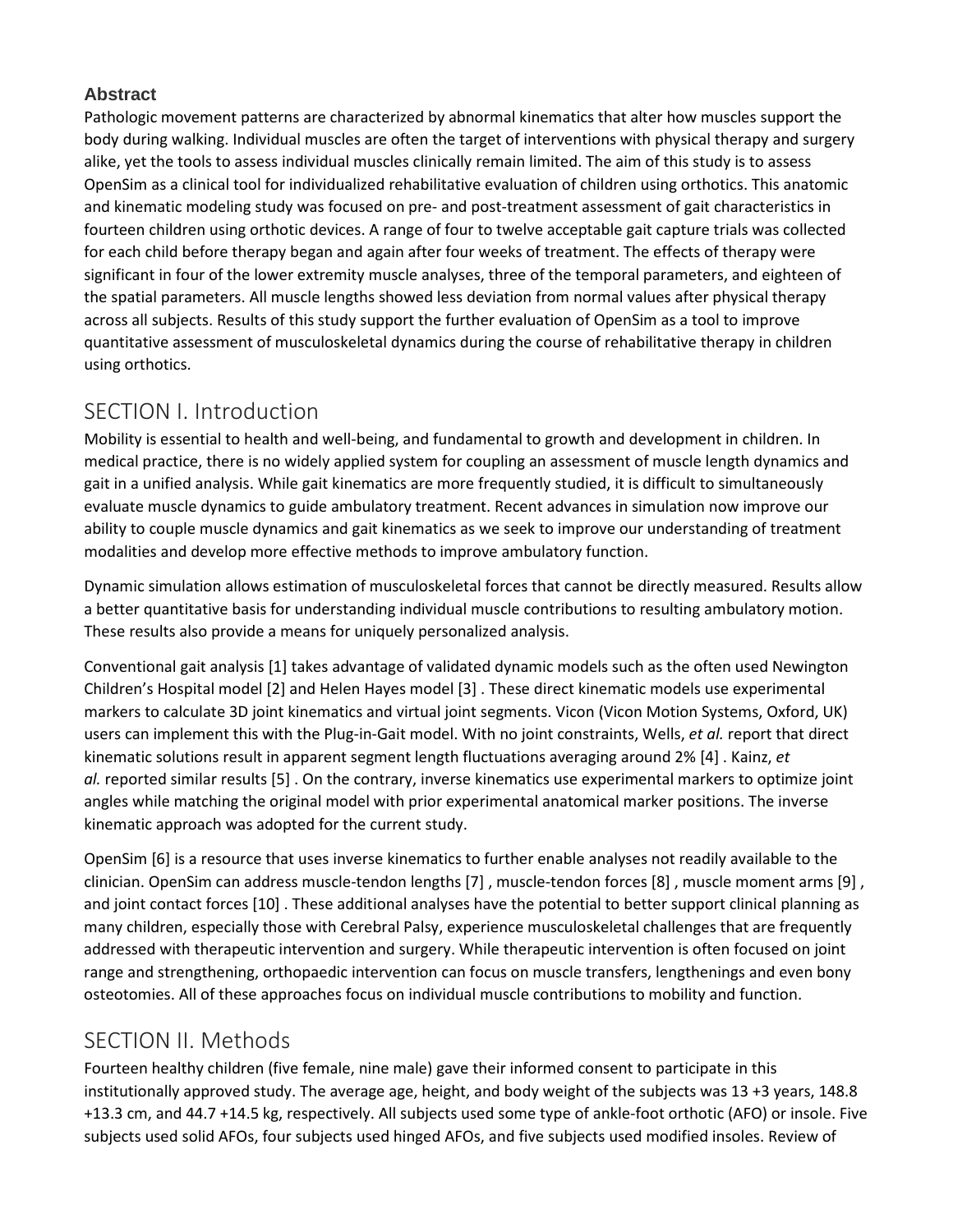## Abstract

Pathologic movement patterns are characterized by abnormal kinematics that alter how muscles support the body during walking. Individual muscles are often the target of interventions with physical therapy and surgery alike, yet the tools to assess individual muscles clinically remain limited. The aim of this study is to assess OpenSim as a clinical tool for individualized rehabilitative evaluation of children using orthotics. This anatomic and kinematic modeling study was focused on pre- and post-treatment assessment of gait characteristics in fourteen children using orthotic devices. A range of four to twelve acceptable gait capture trials was collected for each child before therapy began and again after four weeks of treatment. The effects of therapy were significant in four of the lower extremity muscle analyses, three of the temporal parameters, and eighteen of the spatial parameters. All muscle lengths showed less deviation from normal values after physical therapy across all subjects. Results of this study support the further evaluation of OpenSim as a tool to improve quantitative assessment of musculoskeletal dynamics during the course of rehabilitative therapy in children using orthotics.

## SECTION I. Introduction

Mobility is essential to health and well-being, and fundamental to growth and development in children. In medical practice, there is no widely applied system for coupling an assessment of muscle length dynamics and gait in a unified analysis. While gait kinematics are more frequently studied, it is difficult to simultaneously evaluate muscle dynamics to guide ambulatory treatment. Recent advances in simulation now improve our ability to couple muscle dynamics and gait kinematics as we seek to improve our understanding of treatment modalities and develop more effective methods to improve ambulatory function.

Dynamic simulation allows estimation of musculoskeletal forces that cannot be directly measured. Results allow a better quantitative basis for understanding individual muscle contributions to resulting ambulatory motion. These results also provide a means for uniquely personalized analysis.

Conventional gait analysis [1] takes advantage of validated dynamic models such as the often used Newington Children's Hospital model [2] and Helen Hayes model [3] . These direct kinematic models use experimental markers to calculate 3D joint kinematics and virtual joint segments. Vicon (Vicon Motion Systems, Oxford, UK) users can implement this with the Plug-in-Gait model. With no joint constraints, Wells, *et al.* report that direct kinematic solutions result in apparent segment length fluctuations averaging around 2% [4] . Kainz, *et al.* reported similar results [5] . On the contrary, inverse kinematics use experimental markers to optimize joint angles while matching the original model with prior experimental anatomical marker positions. The inverse kinematic approach was adopted for the current study.

OpenSim [6] is a resource that uses inverse kinematics to further enable analyses not readily available to the clinician. OpenSim can address muscle-tendon lengths [7] , muscle-tendon forces [8] , muscle moment arms [9] , and joint contact forces [10] . These additional analyses have the potential to better support clinical planning as many children, especially those with Cerebral Palsy, experience musculoskeletal challenges that are frequently addressed with therapeutic intervention and surgery. While therapeutic intervention is often focused on joint range and strengthening, orthopaedic intervention can focus on muscle transfers, lengthenings and even bony osteotomies. All of these approaches focus on individual muscle contributions to mobility and function.

## SECTION II. Methods

Fourteen healthy children (five female, nine male) gave their informed consent to participate in this institutionally approved study. The average age, height, and body weight of the subjects was 13 +3 years, 148.8 +13.3 cm, and 44.7 +14.5 kg, respectively. All subjects used some type of ankle-foot orthotic (AFO) or insole. Five subjects used solid AFOs, four subjects used hinged AFOs, and five subjects used modified insoles. Review of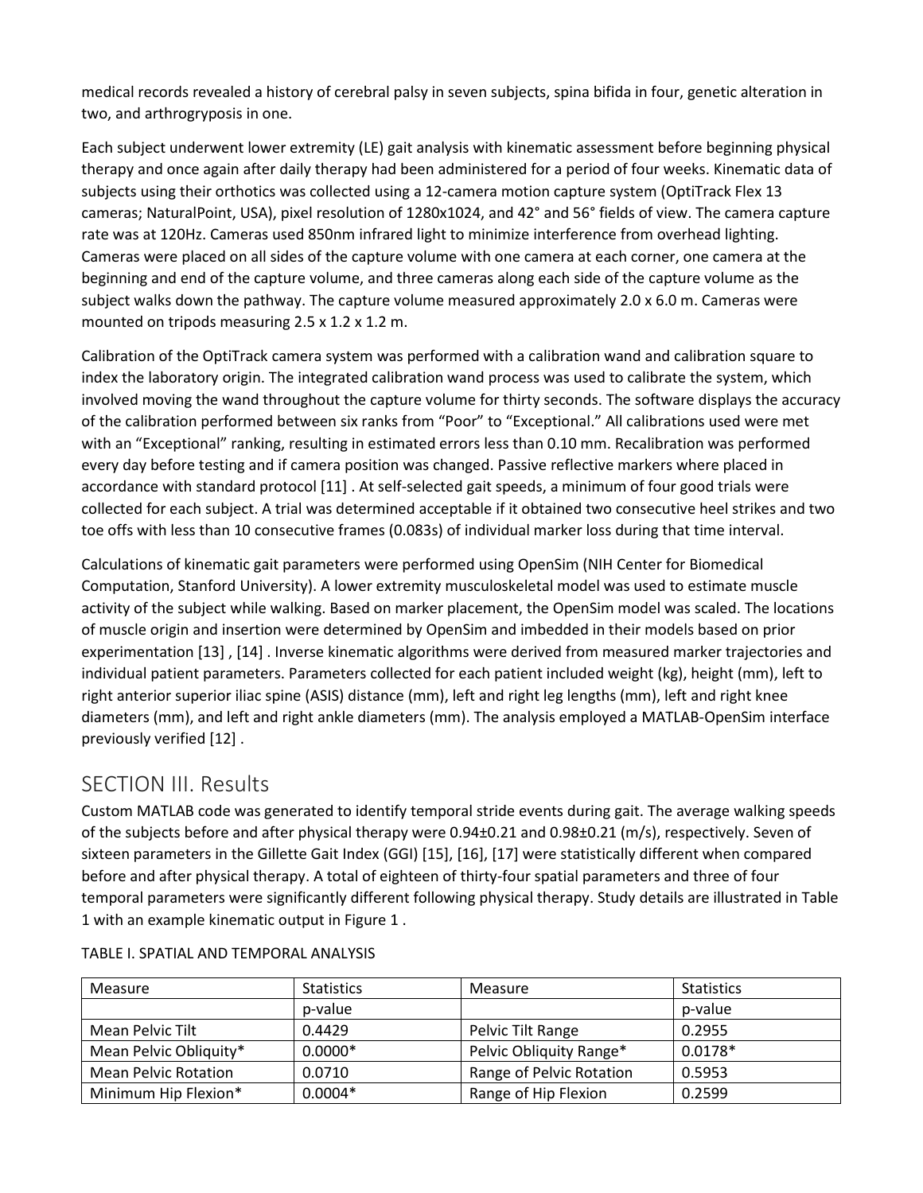medical records revealed a history of cerebral palsy in seven subjects, spina bifida in four, genetic alteration in two, and arthrogryposis in one.

Each subject underwent lower extremity (LE) gait analysis with kinematic assessment before beginning physical therapy and once again after daily therapy had been administered for a period of four weeks. Kinematic data of subjects using their orthotics was collected using a 12-camera motion capture system (OptiTrack Flex 13 cameras; NaturalPoint, USA), pixel resolution of 1280x1024, and 42° and 56° fields of view. The camera capture rate was at 120Hz. Cameras used 850nm infrared light to minimize interference from overhead lighting. Cameras were placed on all sides of the capture volume with one camera at each corner, one camera at the beginning and end of the capture volume, and three cameras along each side of the capture volume as the subject walks down the pathway. The capture volume measured approximately 2.0 x 6.0 m. Cameras were mounted on tripods measuring 2.5 x 1.2 x 1.2 m.

Calibration of the OptiTrack camera system was performed with a calibration wand and calibration square to index the laboratory origin. The integrated calibration wand process was used to calibrate the system, which involved moving the wand throughout the capture volume for thirty seconds. The software displays the accuracy of the calibration performed between six ranks from "Poor" to "Exceptional." All calibrations used were met with an "Exceptional" ranking, resulting in estimated errors less than 0.10 mm. Recalibration was performed every day before testing and if camera position was changed. Passive reflective markers where placed in accordance with standard protocol [11] . At self-selected gait speeds, a minimum of four good trials were collected for each subject. A trial was determined acceptable if it obtained two consecutive heel strikes and two toe offs with less than 10 consecutive frames (0.083s) of individual marker loss during that time interval.

Calculations of kinematic gait parameters were performed using OpenSim (NIH Center for Biomedical Computation, Stanford University). A lower extremity musculoskeletal model was used to estimate muscle activity of the subject while walking. Based on marker placement, the OpenSim model was scaled. The locations of muscle origin and insertion were determined by OpenSim and imbedded in their models based on prior experimentation [13] , [14] . Inverse kinematic algorithms were derived from measured marker trajectories and individual patient parameters. Parameters collected for each patient included weight (kg), height (mm), left to right anterior superior iliac spine (ASIS) distance (mm), left and right leg lengths (mm), left and right knee diameters (mm), and left and right ankle diameters (mm). The analysis employed a MATLAB-OpenSim interface previously verified [12] .

## SECTION III. Results

Custom MATLAB code was generated to identify temporal stride events during gait. The average walking speeds of the subjects before and after physical therapy were 0.94±0.21 and 0.98±0.21 (m/s), respectively. Seven of sixteen parameters in the Gillette Gait Index (GGI) [15], [16], [17] were statistically different when compared before and after physical therapy. A total of eighteen of thirty-four spatial parameters and three of four temporal parameters were significantly different following physical therapy. Study details are illustrated in Table 1 with an example kinematic output in Figure 1 .

TABLE I. SPATIAL AND TEMPORAL ANALYSIS

| Measure | Statistics | Measure | Statistics |
|---|---|---|---|
| | p-value | | p-value |
| Mean Pelvic Tilt | 0.4429 | Pelvic Tilt Range | 0.2955 |
| Mean Pelvic Obliquity* | 0.0000* | Pelvic Obliquity Range* | 0.0178* |
| Mean Pelvic Rotation | 0.0710 | Range of Pelvic Rotation | 0.5953 |
| Minimum Hip Flexion* | 0.0004* | Range of Hip Flexion | 0.2599 |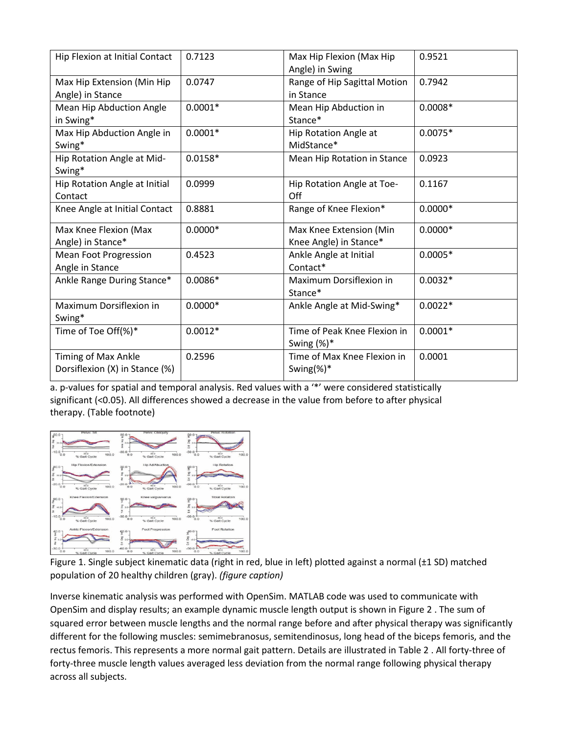| Hip Flexion at Initial Contact | 0.7123 | Max Hip Flexion (Max Hip Angle) in Swing | 0.9521 |
|---|---|---|---|
| Max Hip Extension (Min Hip Angle) in Stance | 0.0747 | Range of Hip Sagittal Motion in Stance | 0.7942 |
| Mean Hip Abduction Angle in Swing* | 0.0001* | Mean Hip Abduction in Stance* | 0.0008* |
| Max Hip Abduction Angle in Swing* | 0.0001* | Hip Rotation Angle at MidStance* | 0.0075* |
| Hip Rotation Angle at Mid-Swing* | 0.0158* | Mean Hip Rotation in Stance | 0.0923 |
| Hip Rotation Angle at Initial Contact | 0.0999 | Hip Rotation Angle at Toe-Off | 0.1167 |
| Knee Angle at Initial Contact | 0.8881 | Range of Knee Flexion* | 0.0000* |
| Max Knee Flexion (Max Angle) in Stance* | 0.0000* | Max Knee Extension (Min Knee Angle) in Stance* | 0.0000* |
| Mean Foot Progression Angle in Stance | 0.4523 | Ankle Angle at Initial Contact* | 0.0005* |
| Ankle Range During Stance* | 0.0086* | Maximum Dorsiflexion in Stance* | 0.0032* |
| Maximum Dorsiflexion in Swing* | 0.0000* | Ankle Angle at Mid-Swing* | 0.0022* |
| Time of Toe Off(%)* | 0.0012* | Time of Peak Knee Flexion in Swing (%)* | 0.0001* |
| Timing of Max Ankle Dorsiflexion (X) in Stance (%) | 0.2596 | Time of Max Knee Flexion in Swing(%)* | 0.0001 |

a. p-values for spatial and temporal analysis. Red values with a '*' were considered statistically significant (<0.05). All differences showed a decrease in the value from before to after physical therapy. (Table footnote)

Figure 1. Single subject kinematic data (right in red, blue in left) plotted against a normal (±1 SD) matched population of 20 healthy children (gray). *(figure caption)*

Inverse kinematic analysis was performed with OpenSim. MATLAB code was used to communicate with OpenSim and display results; an example dynamic muscle length output is shown in Figure 2 . The sum of squared error between muscle lengths and the normal range before and after physical therapy was significantly different for the following muscles: semimebranosus, semitendinosus, long head of the biceps femoris, and the rectus femoris. This represents a more normal gait pattern. Details are illustrated in Table 2 . All forty-three of forty-three muscle length values averaged less deviation from the normal range following physical therapy across all subjects.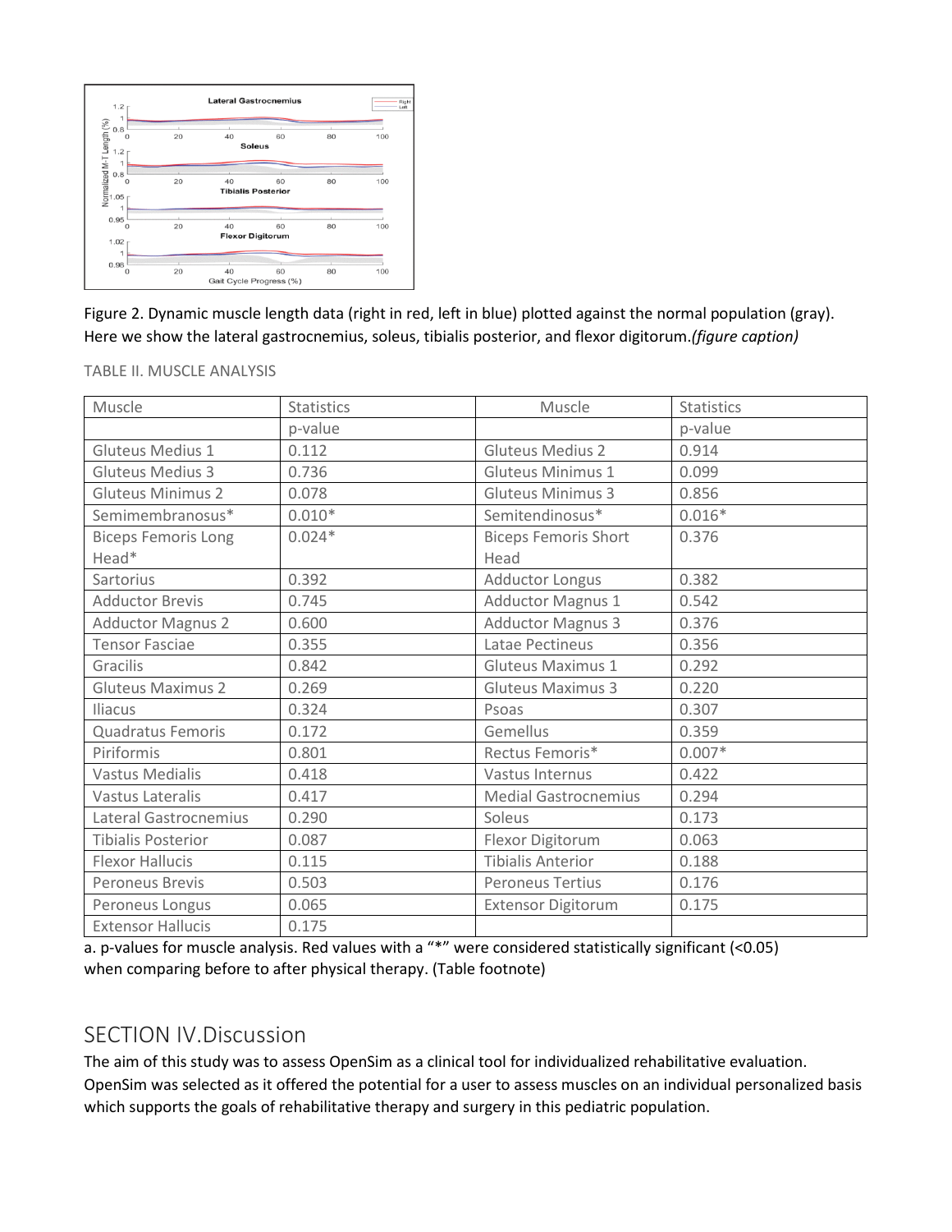Figure 2. Dynamic muscle length data (right in red, left in blue) plotted against the normal population (gray). Here we show the lateral gastrocnemius, soleus, tibialis posterior, and flexor digitorum.*(figure caption)*

TABLE II. MUSCLE ANALYSIS

| Muscle | Statistics | Muscle | Statistics |
|---|---|---|---|
| | p-value | | p-value |
| Gluteus Medius 1 | 0.112 | Gluteus Medius 2 | 0.914 |
| Gluteus Medius 3 | 0.736 | Gluteus Minimus 1 | 0.099 |
| Gluteus Minimus 2 | 0.078 | Gluteus Minimus 3 | 0.856 |
| Semimembranosus* | 0.010* | Semitendinosus* | 0.016* |
| Biceps Femoris Long Head* | 0.024* | Biceps Femoris Short Head | 0.376 |
| Sartorius | 0.392 | Adductor Longus | 0.382 |
| Adductor Brevis | 0.745 | Adductor Magnus 1 | 0.542 |
| Adductor Magnus 2 | 0.600 | Adductor Magnus 3 | 0.376 |
| Tensor Fasciae | 0.355 | Latae Pectineus | 0.356 |
| Gracilis | 0.842 | Gluteus Maximus 1 | 0.292 |
| Gluteus Maximus 2 | 0.269 | Gluteus Maximus 3 | 0.220 |
| Iliacus | 0.324 | Psoas | 0.307 |
| Quadratus Femoris | 0.172 | Gemellus | 0.359 |
| Piriformis | 0.801 | Rectus Femoris* | 0.007* |
| Vastus Medialis | 0.418 | Vastus Internus | 0.422 |
| Vastus Lateralis | 0.417 | Medial Gastrocnemius | 0.294 |
| Lateral Gastrocnemius | 0.290 | Soleus | 0.173 |
| Tibialis Posterior | 0.087 | Flexor Digitorum | 0.063 |
| Flexor Hallucis | 0.115 | Tibialis Anterior | 0.188 |
| Peroneus Brevis | 0.503 | Peroneus Tertius | 0.176 |
| Peroneus Longus | 0.065 | Extensor Digitorum | 0.175 |
| Extensor Hallucis | 0.175 | | |

a. p-values for muscle analysis. Red values with a "*" were considered statistically significant (<0.05) when comparing before to after physical therapy. (Table footnote)

## SECTION IV. Discussion

The aim of this study was to assess OpenSim as a clinical tool for individualized rehabilitative evaluation. OpenSim was selected as it offered the potential for a user to assess muscles on an individual personalized basis which supports the goals of rehabilitative therapy and surgery in this pediatric population.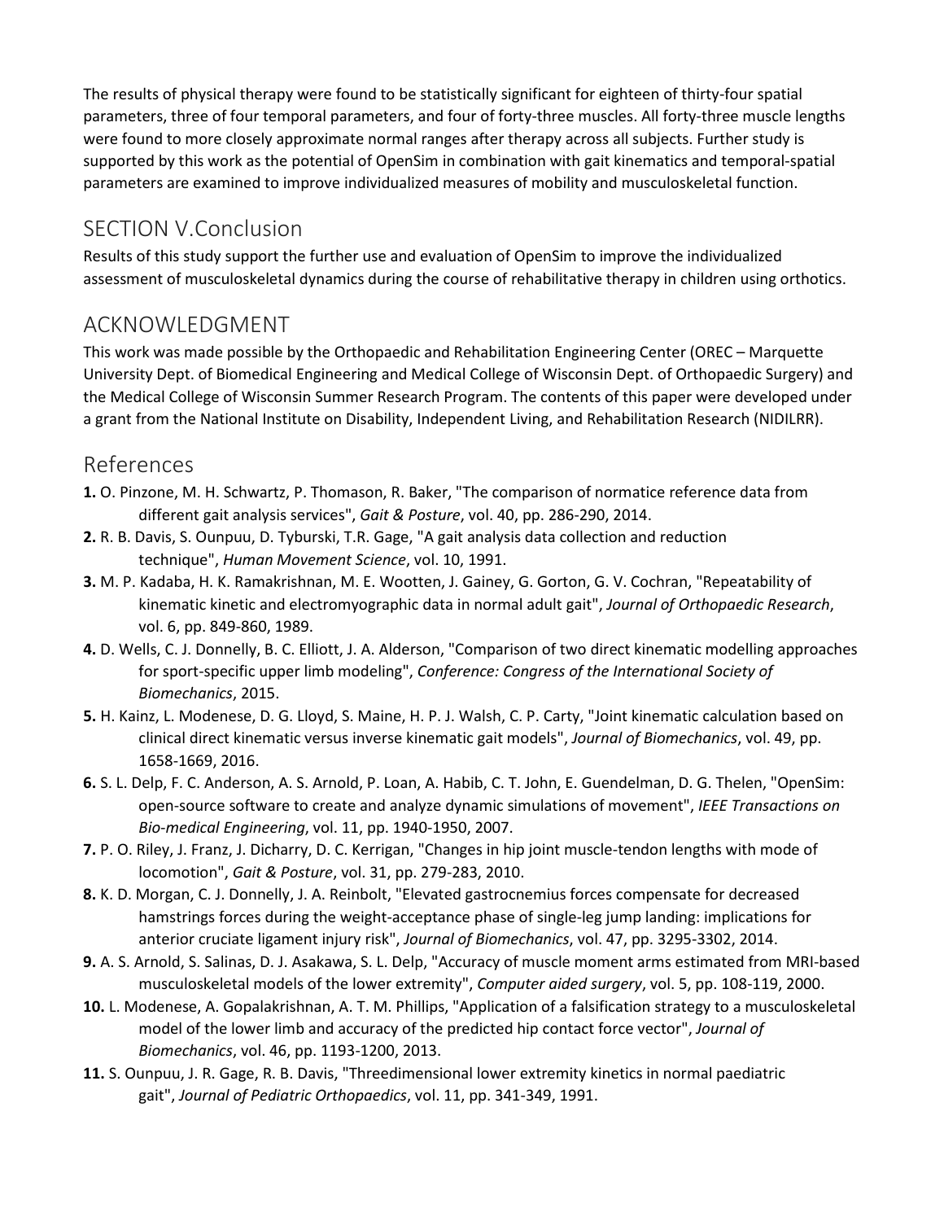The results of physical therapy were found to be statistically significant for eighteen of thirty-four spatial parameters, three of four temporal parameters, and four of forty-three muscles. All forty-three muscle lengths were found to more closely approximate normal ranges after therapy across all subjects. Further study is supported by this work as the potential of OpenSim in combination with gait kinematics and temporal-spatial parameters are examined to improve individualized measures of mobility and musculoskeletal function.

## SECTION V.Conclusion

Results of this study support the further use and evaluation of OpenSim to improve the individualized assessment of musculoskeletal dynamics during the course of rehabilitative therapy in children using orthotics.

## ACKNOWLEDGMENT

This work was made possible by the Orthopaedic and Rehabilitation Engineering Center (OREC – Marquette University Dept. of Biomedical Engineering and Medical College of Wisconsin Dept. of Orthopaedic Surgery) and the Medical College of Wisconsin Summer Research Program. The contents of this paper were developed under a grant from the National Institute on Disability, Independent Living, and Rehabilitation Research (NIDILRR).

## References

**1.** O. Pinzone, M. H. Schwartz, P. Thomason, R. Baker, "The comparison of normatice reference data from different gait analysis services", *Gait & Posture*, vol. 40, pp. 286-290, 2014.

**2.** R. B. Davis, S. Ounpuu, D. Tyburski, T.R. Gage, "A gait analysis data collection and reduction technique", *Human Movement Science*, vol. 10, 1991.

**3.** M. P. Kadaba, H. K. Ramakrishnan, M. E. Wootten, J. Gainey, G. Gorton, G. V. Cochran, "Repeatability of kinematic kinetic and electromyographic data in normal adult gait", *Journal of Orthopaedic Research*, vol. 6, pp. 849-860, 1989.

**4.** D. Wells, C. J. Donnelly, B. C. Elliott, J. A. Alderson, "Comparison of two direct kinematic modelling approaches for sport-specific upper limb modeling", *Conference: Congress of the International Society of Biomechanics*, 2015.

**5.** H. Kainz, L. Modenese, D. G. Lloyd, S. Maine, H. P. J. Walsh, C. P. Carty, "Joint kinematic calculation based on clinical direct kinematic versus inverse kinematic gait models", *Journal of Biomechanics*, vol. 49, pp. 1658-1669, 2016.

**6.** S. L. Delp, F. C. Anderson, A. S. Arnold, P. Loan, A. Habib, C. T. John, E. Guendelman, D. G. Thelen, "OpenSim: open-source software to create and analyze dynamic simulations of movement", *IEEE Transactions on Bio-medical Engineering*, vol. 11, pp. 1940-1950, 2007.

**7.** P. O. Riley, J. Franz, J. Dicharry, D. C. Kerrigan, "Changes in hip joint muscle-tendon lengths with mode of locomotion", *Gait & Posture*, vol. 31, pp. 279-283, 2010.

**8.** K. D. Morgan, C. J. Donnelly, J. A. Reinbolt, "Elevated gastrocnemius forces compensate for decreased hamstrings forces during the weight-acceptance phase of single-leg jump landing: implications for anterior cruciate ligament injury risk", *Journal of Biomechanics*, vol. 47, pp. 3295-3302, 2014.

**9.** A. S. Arnold, S. Salinas, D. J. Asakawa, S. L. Delp, "Accuracy of muscle moment arms estimated from MRI-based musculoskeletal models of the lower extremity", *Computer aided surgery*, vol. 5, pp. 108-119, 2000.

**10.** L. Modenese, A. Gopalakrishnan, A. T. M. Phillips, "Application of a falsification strategy to a musculoskeletal model of the lower limb and accuracy of the predicted hip contact force vector", *Journal of Biomechanics*, vol. 46, pp. 1193-1200, 2013.

**11.** S. Ounpuu, J. R. Gage, R. B. Davis, "Threedimensional lower extremity kinetics in normal paediatric gait", *Journal of Pediatric Orthopaedics*, vol. 11, pp. 341-349, 1991.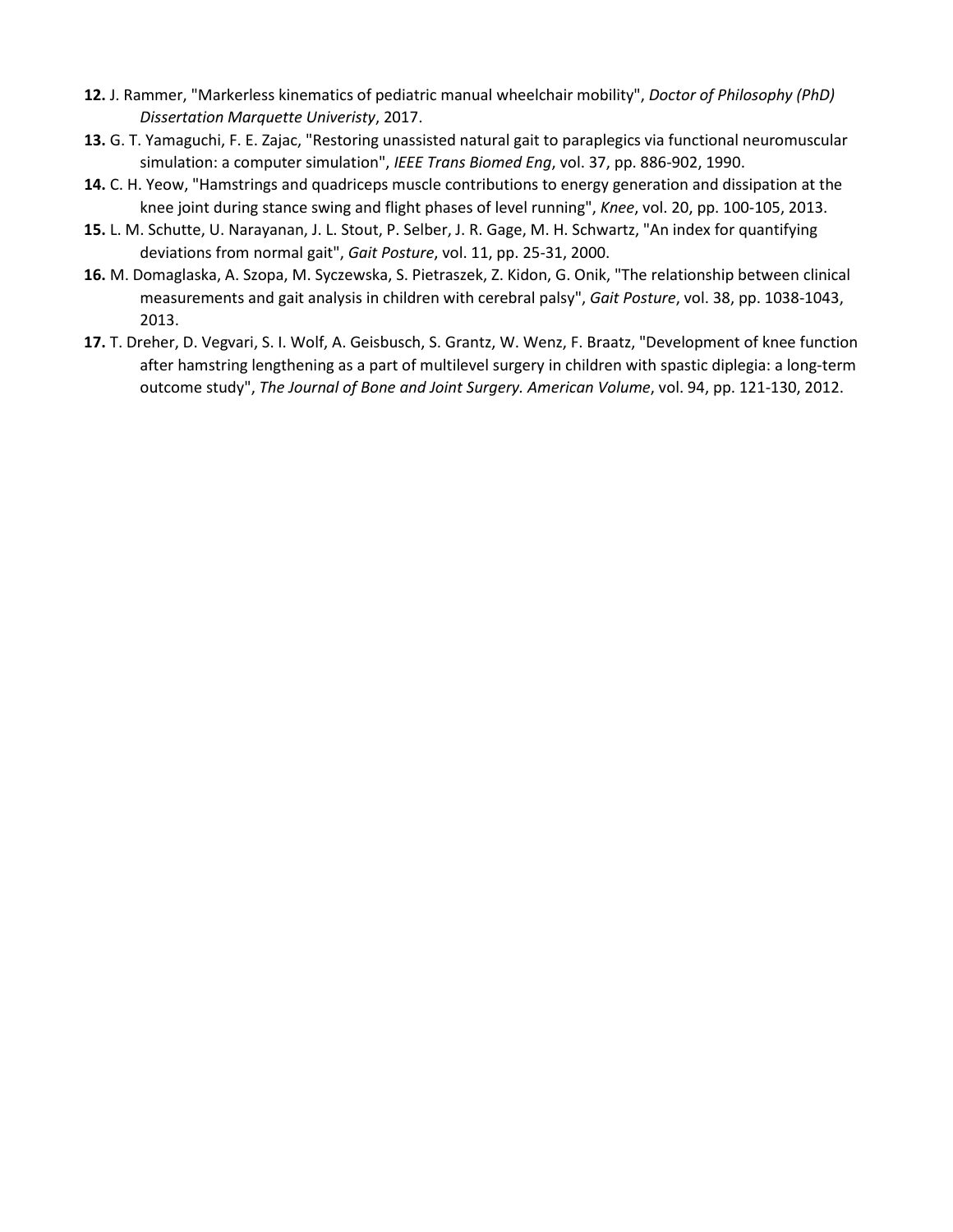**12.** J. Rammer, "Markerless kinematics of pediatric manual wheelchair mobility", *Doctor of Philosophy (PhD) Dissertation Marquette Univeristy*, 2017.

**13.** G. T. Yamaguchi, F. E. Zajac, "Restoring unassisted natural gait to paraplegics via functional neuromuscular simulation: a computer simulation", *IEEE Trans Biomed Eng*, vol. 37, pp. 886-902, 1990.

**14.** C. H. Yeow, "Hamstrings and quadriceps muscle contributions to energy generation and dissipation at the knee joint during stance swing and flight phases of level running", *Knee*, vol. 20, pp. 100-105, 2013.

**15.** L. M. Schutte, U. Narayanan, J. L. Stout, P. Selber, J. R. Gage, M. H. Schwartz, "An index for quantifying deviations from normal gait", *Gait Posture*, vol. 11, pp. 25-31, 2000.

**16.** M. Domaglaska, A. Szopa, M. Syczewska, S. Pietraszek, Z. Kidon, G. Onik, "The relationship between clinical measurements and gait analysis in children with cerebral palsy", *Gait Posture*, vol. 38, pp. 1038-1043, 2013.

**17.** T. Dreher, D. Vegvari, S. I. Wolf, A. Geisbusch, S. Grantz, W. Wenz, F. Braatz, "Development of knee function after hamstring lengthening as a part of multilevel surgery in children with spastic diplegia: a long-term outcome study", *The Journal of Bone and Joint Surgery. American Volume*, vol. 94, pp. 121-130, 2012.